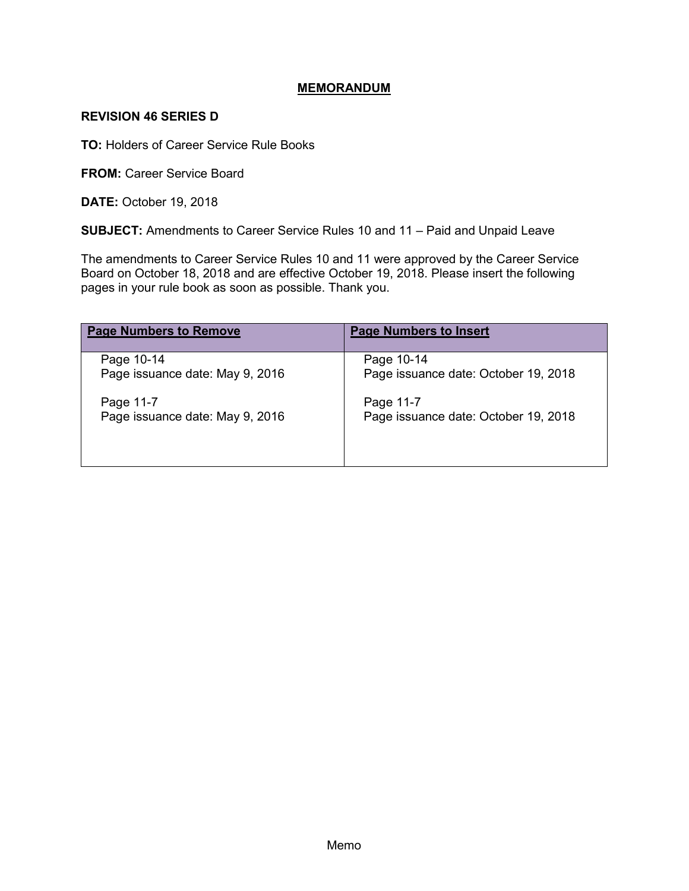# MEMORANDUM

**REVISION 46 SERIES D**

**TO:** Holders of Career Service Rule Books

**FROM:** Career Service Board

**DATE:** October 19, 2018

**SUBJECT:** Amendments to Career Service Rules 10 and 11 – Paid and Unpaid Leave

The amendments to Career Service Rules 10 and 11 were approved by the Career Service Board on October 18, 2018 and are effective October 19, 2018. Please insert the following pages in your rule book as soon as possible. Thank you.

| Page Numbers to Remove | Page Numbers to Insert |
| --- | --- |
| Page 10-14<br>Page issuance date: May 9, 2016<br><br>Page 11-7<br>Page issuance date: May 9, 2016 | Page 10-14<br>Page issuance date: October 19, 2018<br><br>Page 11-7<br>Page issuance date: October 19, 2018 |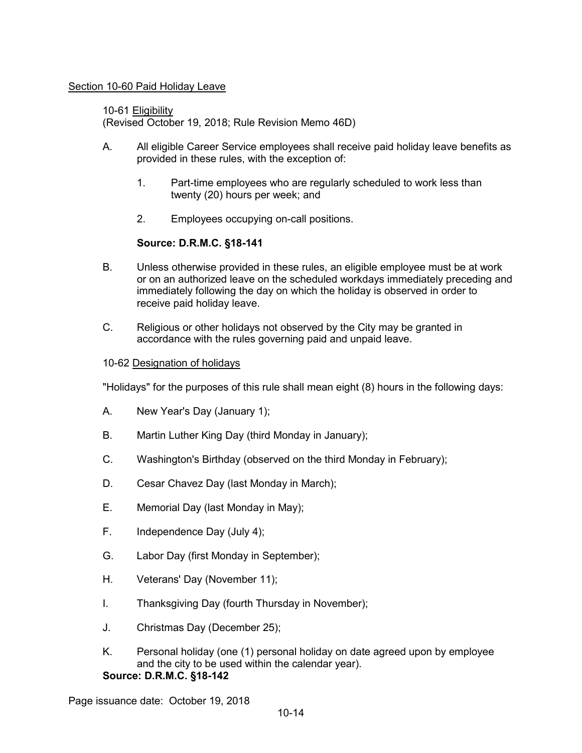## Section 10-60 Paid Holiday Leave

### 10-61 Eligibility

(Revised October 19, 2018; Rule Revision Memo 46D)

A. All eligible Career Service employees shall receive paid holiday leave benefits as provided in these rules, with the exception of:

   1. Part-time employees who are regularly scheduled to work less than twenty (20) hours per week; and

   2. Employees occupying on-call positions.

   **Source: D.R.M.C. §18-141**

B. Unless otherwise provided in these rules, an eligible employee must be at work or on an authorized leave on the scheduled workdays immediately preceding and immediately following the day on which the holiday is observed in order to receive paid holiday leave.

C. Religious or other holidays not observed by the City may be granted in accordance with the rules governing paid and unpaid leave.

### 10-62 Designation of holidays

"Holidays" for the purposes of this rule shall mean eight (8) hours in the following days:

A. New Year's Day (January 1);

B. Martin Luther King Day (third Monday in January);

C. Washington's Birthday (observed on the third Monday in February);

D. Cesar Chavez Day (last Monday in March);

E. Memorial Day (last Monday in May);

F. Independence Day (July 4);

G. Labor Day (first Monday in September);

H. Veterans' Day (November 11);

I. Thanksgiving Day (fourth Thursday in November);

J. Christmas Day (December 25);

K. Personal holiday (one (1) personal holiday on date agreed upon by employee and the city to be used within the calendar year).

**Source: D.R.M.C. §18-142**

Page issuance date: October 19, 2018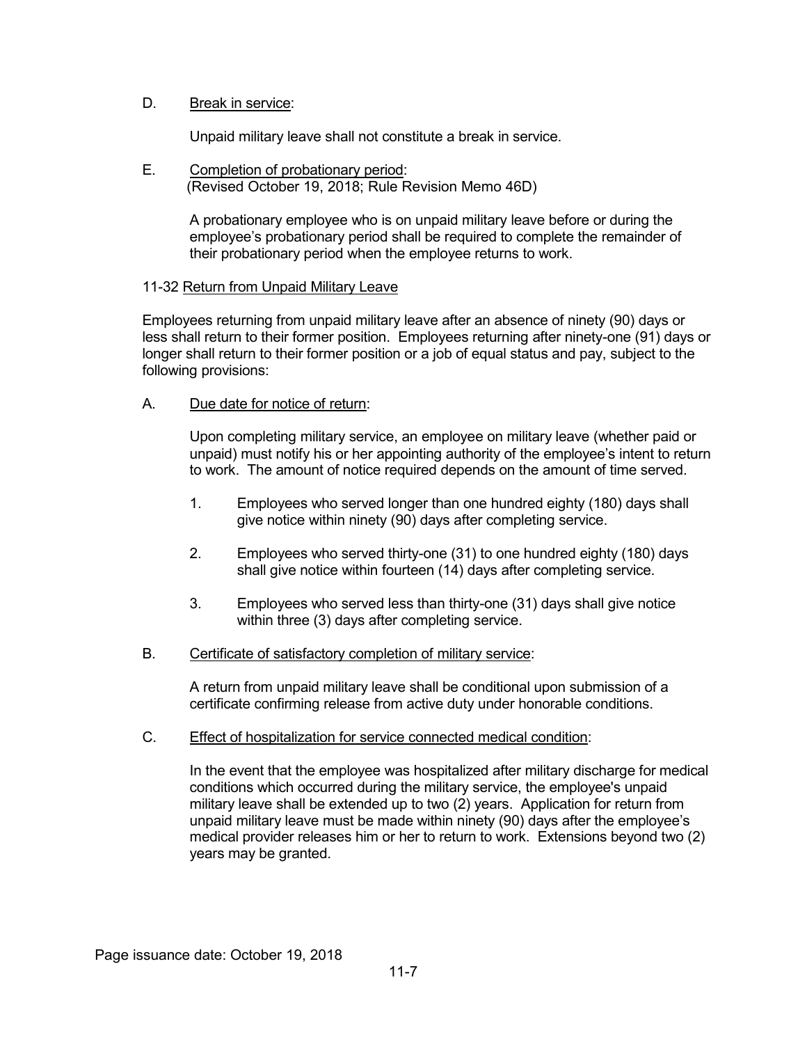D. Break in service:

Unpaid military leave shall not constitute a break in service.

E. Completion of probationary period:
(Revised October 19, 2018; Rule Revision Memo 46D)

A probationary employee who is on unpaid military leave before or during the employee's probationary period shall be required to complete the remainder of their probationary period when the employee returns to work.

## 11-32 Return from Unpaid Military Leave

Employees returning from unpaid military leave after an absence of ninety (90) days or less shall return to their former position. Employees returning after ninety-one (91) days or longer shall return to their former position or a job of equal status and pay, subject to the following provisions:

A. Due date for notice of return:

Upon completing military service, an employee on military leave (whether paid or unpaid) must notify his or her appointing authority of the employee's intent to return to work. The amount of notice required depends on the amount of time served.

1. Employees who served longer than one hundred eighty (180) days shall give notice within ninety (90) days after completing service.

2. Employees who served thirty-one (31) to one hundred eighty (180) days shall give notice within fourteen (14) days after completing service.

3. Employees who served less than thirty-one (31) days shall give notice within three (3) days after completing service.

B. Certificate of satisfactory completion of military service:

A return from unpaid military leave shall be conditional upon submission of a certificate confirming release from active duty under honorable conditions.

C. Effect of hospitalization for service connected medical condition:

In the event that the employee was hospitalized after military discharge for medical conditions which occurred during the military service, the employee's unpaid military leave shall be extended up to two (2) years. Application for return from unpaid military leave must be made within ninety (90) days after the employee's medical provider releases him or her to return to work. Extensions beyond two (2) years may be granted.

Page issuance date: October 19, 2018